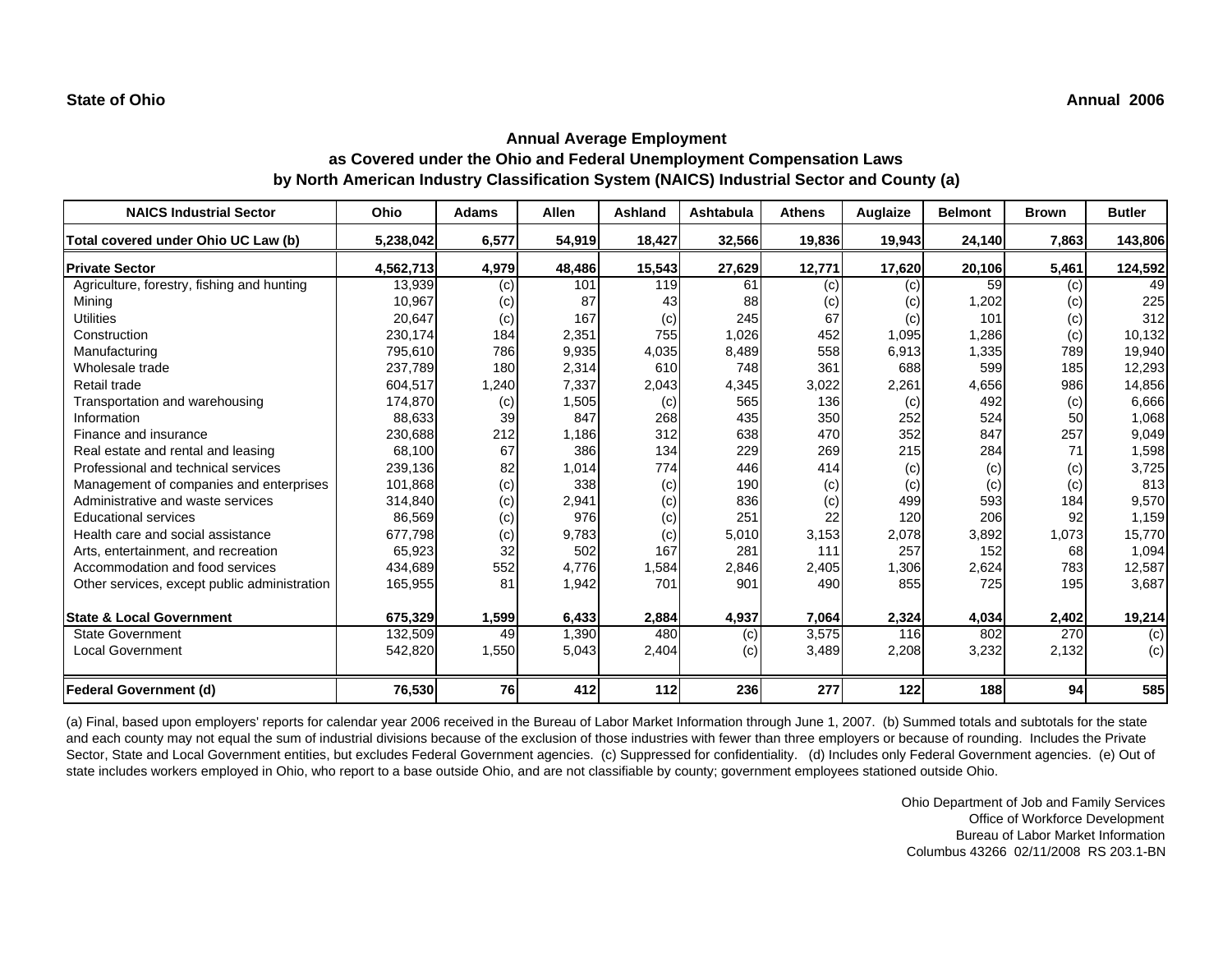**State of Ohio** **Annual 2006**

## Annual Average Employment
## as Covered under the Ohio and Federal Unemployment Compensation Laws
## by North American Industry Classification System (NAICS) Industrial Sector and County (a)

| NAICS Industrial Sector | Ohio | Adams | Allen | Ashland | Ashtabula | Athens | Auglaize | Belmont | Brown | Butler |
|---|---|---|---|---|---|---|---|---|---|---|
| **Total covered under Ohio UC Law (b)** | **5,238,042** | **6,577** | **54,919** | **18,427** | **32,566** | **19,836** | **19,943** | **24,140** | **7,863** | **143,806** |
| **Private Sector** | **4,562,713** | **4,979** | **48,486** | **15,543** | **27,629** | **12,771** | **17,620** | **20,106** | **5,461** | **124,592** |
| Agriculture, forestry, fishing and hunting | 13,939 | (c) | 101 | 119 | 61 | (c) | (c) | 59 | (c) | 49 |
| Mining | 10,967 | (c) | 87 | 43 | 88 | (c) | (c) | 1,202 | (c) | 225 |
| Utilities | 20,647 | (c) | 167 | (c) | 245 | 67 | (c) | 101 | (c) | 312 |
| Construction | 230,174 | 184 | 2,351 | 755 | 1,026 | 452 | 1,095 | 1,286 | (c) | 10,132 |
| Manufacturing | 795,610 | 786 | 9,935 | 4,035 | 8,489 | 558 | 6,913 | 1,335 | 789 | 19,940 |
| Wholesale trade | 237,789 | 180 | 2,314 | 610 | 748 | 361 | 688 | 599 | 185 | 12,293 |
| Retail trade | 604,517 | 1,240 | 7,337 | 2,043 | 4,345 | 3,022 | 2,261 | 4,656 | 986 | 14,856 |
| Transportation and warehousing | 174,870 | (c) | 1,505 | (c) | 565 | 136 | (c) | 492 | (c) | 6,666 |
| Information | 88,633 | 39 | 847 | 268 | 435 | 350 | 252 | 524 | 50 | 1,068 |
| Finance and insurance | 230,688 | 212 | 1,186 | 312 | 638 | 470 | 352 | 847 | 257 | 9,049 |
| Real estate and rental and leasing | 68,100 | 67 | 386 | 134 | 229 | 269 | 215 | 284 | 71 | 1,598 |
| Professional and technical services | 239,136 | 82 | 1,014 | 774 | 446 | 414 | (c) | (c) | (c) | 3,725 |
| Management of companies and enterprises | 101,868 | (c) | 338 | (c) | 190 | (c) | (c) | (c) | (c) | 813 |
| Administrative and waste services | 314,840 | (c) | 2,941 | (c) | 836 | (c) | 499 | 593 | 184 | 9,570 |
| Educational services | 86,569 | (c) | 976 | (c) | 251 | 22 | 120 | 206 | 92 | 1,159 |
| Health care and social assistance | 677,798 | (c) | 9,783 | (c) | 5,010 | 3,153 | 2,078 | 3,892 | 1,073 | 15,770 |
| Arts, entertainment, and recreation | 65,923 | 32 | 502 | 167 | 281 | 111 | 257 | 152 | 68 | 1,094 |
| Accommodation and food services | 434,689 | 552 | 4,776 | 1,584 | 2,846 | 2,405 | 1,306 | 2,624 | 783 | 12,587 |
| Other services, except public administration | 165,955 | 81 | 1,942 | 701 | 901 | 490 | 855 | 725 | 195 | 3,687 |
| **State & Local Government** | **675,329** | **1,599** | **6,433** | **2,884** | **4,937** | **7,064** | **2,324** | **4,034** | **2,402** | **19,214** |
| State Government | 132,509 | 49 | 1,390 | 480 | (c) | 3,575 | 116 | 802 | 270 | (c) |
| Local Government | 542,820 | 1,550 | 5,043 | 2,404 | (c) | 3,489 | 2,208 | 3,232 | 2,132 | (c) |
| **Federal Government (d)** | **76,530** | **76** | **412** | **112** | **236** | **277** | **122** | **188** | **94** | **585** |

(a) Final, based upon employers' reports for calendar year 2006 received in the Bureau of Labor Market Information through June 1, 2007. (b) Summed totals and subtotals for the state and each county may not equal the sum of industrial divisions because of the exclusion of those industries with fewer than three employers or because of rounding. Includes the Private Sector, State and Local Government entities, but excludes Federal Government agencies. (c) Suppressed for confidentiality. (d) Includes only Federal Government agencies. (e) Out of state includes workers employed in Ohio, who report to a base outside Ohio, and are not classifiable by county; government employees stationed outside Ohio.

Ohio Department of Job and Family Services
Office of Workforce Development
Bureau of Labor Market Information
Columbus 43266 02/11/2008 RS 203.1-BN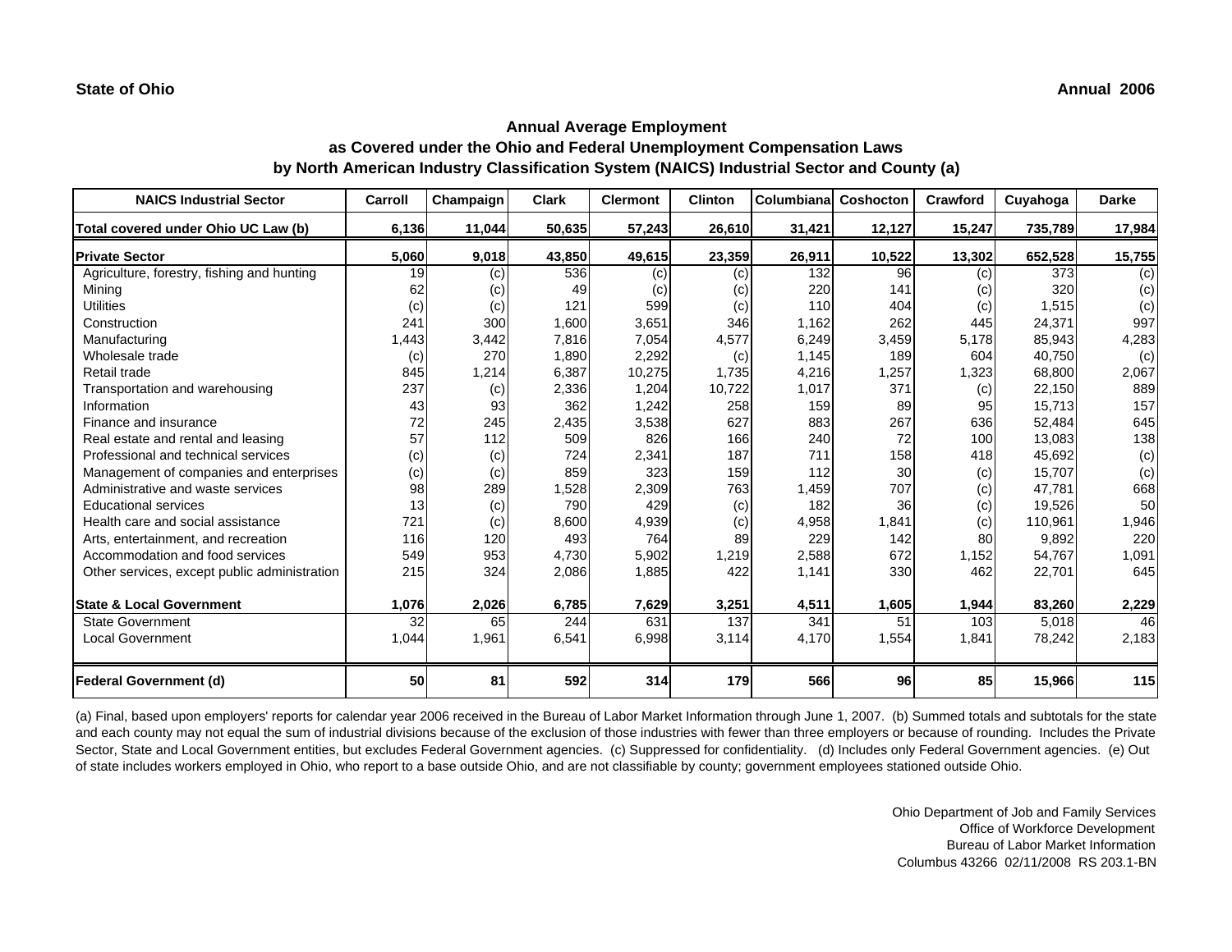State of Ohio

Annual 2006

## Annual Average Employment
## as Covered under the Ohio and Federal Unemployment Compensation Laws
## by North American Industry Classification System (NAICS) Industrial Sector and County (a)

| NAICS Industrial Sector | Carroll | Champaign | Clark | Clermont | Clinton | Columbiana | Coshocton | Crawford | Cuyahoga | Darke |
|---|---|---|---|---|---|---|---|---|---|---|
| **Total covered under Ohio UC Law (b)** | **6,136** | **11,044** | **50,635** | **57,243** | **26,610** | **31,421** | **12,127** | **15,247** | **735,789** | **17,984** |
| **Private Sector** | **5,060** | **9,018** | **43,850** | **49,615** | **23,359** | **26,911** | **10,522** | **13,302** | **652,528** | **15,755** |
| Agriculture, forestry, fishing and hunting | 19 | (c) | 536 | (c) | (c) | 132 | 96 | (c) | 373 | (c) |
| Mining | 62 | (c) | 49 | (c) | (c) | 220 | 141 | (c) | 320 | (c) |
| Utilities | (c) | (c) | 121 | 599 | (c) | 110 | 404 | (c) | 1,515 | (c) |
| Construction | 241 | 300 | 1,600 | 3,651 | 346 | 1,162 | 262 | 445 | 24,371 | 997 |
| Manufacturing | 1,443 | 3,442 | 7,816 | 7,054 | 4,577 | 6,249 | 3,459 | 5,178 | 85,943 | 4,283 |
| Wholesale trade | (c) | 270 | 1,890 | 2,292 | (c) | 1,145 | 189 | 604 | 40,750 | (c) |
| Retail trade | 845 | 1,214 | 6,387 | 10,275 | 1,735 | 4,216 | 1,257 | 1,323 | 68,800 | 2,067 |
| Transportation and warehousing | 237 | (c) | 2,336 | 1,204 | 10,722 | 1,017 | 371 | (c) | 22,150 | 889 |
| Information | 43 | 93 | 362 | 1,242 | 258 | 159 | 89 | 95 | 15,713 | 157 |
| Finance and insurance | 72 | 245 | 2,435 | 3,538 | 627 | 883 | 267 | 636 | 52,484 | 645 |
| Real estate and rental and leasing | 57 | 112 | 509 | 826 | 166 | 240 | 72 | 100 | 13,083 | 138 |
| Professional and technical services | (c) | (c) | 724 | 2,341 | 187 | 711 | 158 | 418 | 45,692 | (c) |
| Management of companies and enterprises | (c) | (c) | 859 | 323 | 159 | 112 | 30 | (c) | 15,707 | (c) |
| Administrative and waste services | 98 | 289 | 1,528 | 2,309 | 763 | 1,459 | 707 | (c) | 47,781 | 668 |
| Educational services | 13 | (c) | 790 | 429 | (c) | 182 | 36 | (c) | 19,526 | 50 |
| Health care and social assistance | 721 | (c) | 8,600 | 4,939 | (c) | 4,958 | 1,841 | (c) | 110,961 | 1,946 |
| Arts, entertainment, and recreation | 116 | 120 | 493 | 764 | 89 | 229 | 142 | 80 | 9,892 | 220 |
| Accommodation and food services | 549 | 953 | 4,730 | 5,902 | 1,219 | 2,588 | 672 | 1,152 | 54,767 | 1,091 |
| Other services, except public administration | 215 | 324 | 2,086 | 1,885 | 422 | 1,141 | 330 | 462 | 22,701 | 645 |
| **State & Local Government** | **1,076** | **2,026** | **6,785** | **7,629** | **3,251** | **4,511** | **1,605** | **1,944** | **83,260** | **2,229** |
| State Government | 32 | 65 | 244 | 631 | 137 | 341 | 51 | 103 | 5,018 | 46 |
| Local Government | 1,044 | 1,961 | 6,541 | 6,998 | 3,114 | 4,170 | 1,554 | 1,841 | 78,242 | 2,183 |
| **Federal Government (d)** | **50** | **81** | **592** | **314** | **179** | **566** | **96** | **85** | **15,966** | **115** |

(a) Final, based upon employers' reports for calendar year 2006 received in the Bureau of Labor Market Information through June 1, 2007. (b) Summed totals and subtotals for the state and each county may not equal the sum of industrial divisions because of the exclusion of those industries with fewer than three employers or because of rounding. Includes the Private Sector, State and Local Government entities, but excludes Federal Government agencies. (c) Suppressed for confidentiality. (d) Includes only Federal Government agencies. (e) Out of state includes workers employed in Ohio, who report to a base outside Ohio, and are not classifiable by county; government employees stationed outside Ohio.

Ohio Department of Job and Family Services
Office of Workforce Development
Bureau of Labor Market Information
Columbus 43266 02/11/2008 RS 203.1-BN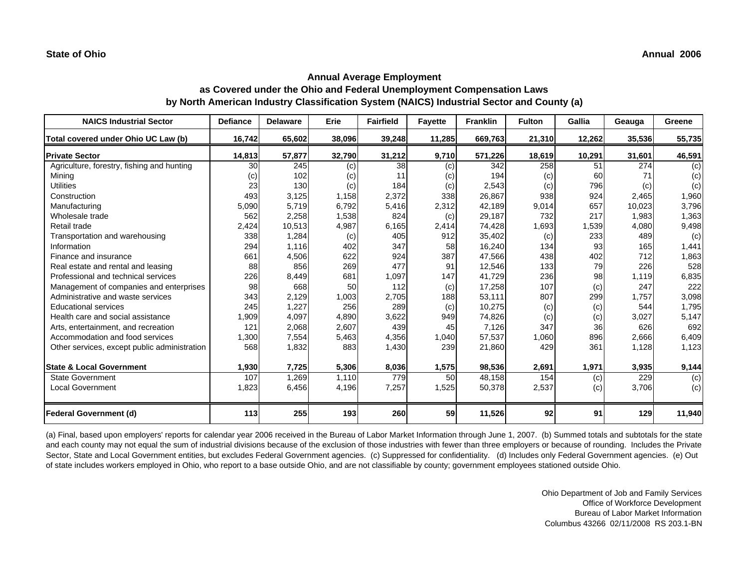State of Ohio

Annual 2006

## Annual Average Employment
## as Covered under the Ohio and Federal Unemployment Compensation Laws
## by North American Industry Classification System (NAICS) Industrial Sector and County (a)

| NAICS Industrial Sector | Defiance | Delaware | Erie | Fairfield | Fayette | Franklin | Fulton | Gallia | Geauga | Greene |
|---|---|---|---|---|---|---|---|---|---|---|
| **Total covered under Ohio UC Law (b)** | **16,742** | **65,602** | **38,096** | **39,248** | **11,285** | **669,763** | **21,310** | **12,262** | **35,536** | **55,735** |
| **Private Sector** | **14,813** | **57,877** | **32,790** | **31,212** | **9,710** | **571,226** | **18,619** | **10,291** | **31,601** | **46,591** |
| Agriculture, forestry, fishing and hunting | 30 | 245 | (c) | 38 | (c) | 342 | 258 | 51 | 274 | (c) |
| Mining | (c) | 102 | (c) | 11 | (c) | 194 | (c) | 60 | 71 | (c) |
| Utilities | 23 | 130 | (c) | 184 | (c) | 2,543 | (c) | 796 | (c) | (c) |
| Construction | 493 | 3,125 | 1,158 | 2,372 | 338 | 26,867 | 938 | 924 | 2,465 | 1,960 |
| Manufacturing | 5,090 | 5,719 | 6,792 | 5,416 | 2,312 | 42,189 | 9,014 | 657 | 10,023 | 3,796 |
| Wholesale trade | 562 | 2,258 | 1,538 | 824 | (c) | 29,187 | 732 | 217 | 1,983 | 1,363 |
| Retail trade | 2,424 | 10,513 | 4,987 | 6,165 | 2,414 | 74,428 | 1,693 | 1,539 | 4,080 | 9,498 |
| Transportation and warehousing | 338 | 1,284 | (c) | 405 | 912 | 35,402 | (c) | 233 | 489 | (c) |
| Information | 294 | 1,116 | 402 | 347 | 58 | 16,240 | 134 | 93 | 165 | 1,441 |
| Finance and insurance | 661 | 4,506 | 622 | 924 | 387 | 47,566 | 438 | 402 | 712 | 1,863 |
| Real estate and rental and leasing | 88 | 856 | 269 | 477 | 91 | 12,546 | 133 | 79 | 226 | 528 |
| Professional and technical services | 226 | 8,449 | 681 | 1,097 | 147 | 41,729 | 236 | 98 | 1,119 | 6,835 |
| Management of companies and enterprises | 98 | 668 | 50 | 112 | (c) | 17,258 | 107 | (c) | 247 | 222 |
| Administrative and waste services | 343 | 2,129 | 1,003 | 2,705 | 188 | 53,111 | 807 | 299 | 1,757 | 3,098 |
| Educational services | 245 | 1,227 | 256 | 289 | (c) | 10,275 | (c) | (c) | 544 | 1,795 |
| Health care and social assistance | 1,909 | 4,097 | 4,890 | 3,622 | 949 | 74,826 | (c) | (c) | 3,027 | 5,147 |
| Arts, entertainment, and recreation | 121 | 2,068 | 2,607 | 439 | 45 | 7,126 | 347 | 36 | 626 | 692 |
| Accommodation and food services | 1,300 | 7,554 | 5,463 | 4,356 | 1,040 | 57,537 | 1,060 | 896 | 2,666 | 6,409 |
| Other services, except public administration | 568 | 1,832 | 883 | 1,430 | 239 | 21,860 | 429 | 361 | 1,128 | 1,123 |
| **State & Local Government** | **1,930** | **7,725** | **5,306** | **8,036** | **1,575** | **98,536** | **2,691** | **1,971** | **3,935** | **9,144** |
| State Government | 107 | 1,269 | 1,110 | 779 | 50 | 48,158 | 154 | (c) | 229 | (c) |
| Local Government | 1,823 | 6,456 | 4,196 | 7,257 | 1,525 | 50,378 | 2,537 | (c) | 3,706 | (c) |
| **Federal Government (d)** | **113** | **255** | **193** | **260** | **59** | **11,526** | **92** | **91** | **129** | **11,940** |

(a) Final, based upon employers' reports for calendar year 2006 received in the Bureau of Labor Market Information through June 1, 2007. (b) Summed totals and subtotals for the state and each county may not equal the sum of industrial divisions because of the exclusion of those industries with fewer than three employers or because of rounding. Includes the Private Sector, State and Local Government entities, but excludes Federal Government agencies. (c) Suppressed for confidentiality. (d) Includes only Federal Government agencies. (e) Out of state includes workers employed in Ohio, who report to a base outside Ohio, and are not classifiable by county; government employees stationed outside Ohio.

Ohio Department of Job and Family Services
Office of Workforce Development
Bureau of Labor Market Information
Columbus 43266 02/11/2008 RS 203.1-BN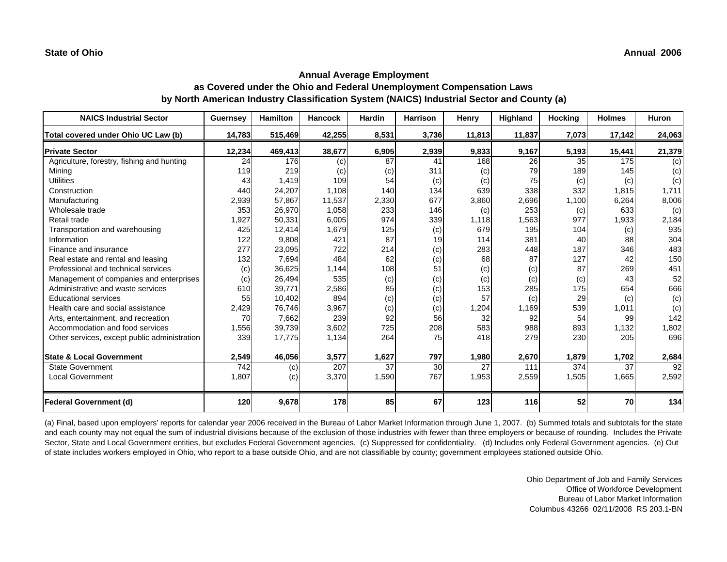**State of Ohio** **Annual 2006**

## Annual Average Employment
## as Covered under the Ohio and Federal Unemployment Compensation Laws
## by North American Industry Classification System (NAICS) Industrial Sector and County (a)

| NAICS Industrial Sector | Guernsey | Hamilton | Hancock | Hardin | Harrison | Henry | Highland | Hocking | Holmes | Huron |
|---|---|---|---|---|---|---|---|---|---|---|
| **Total covered under Ohio UC Law (b)** | **14,783** | **515,469** | **42,255** | **8,531** | **3,736** | **11,813** | **11,837** | **7,073** | **17,142** | **24,063** |
| **Private Sector** | **12,234** | **469,413** | **38,677** | **6,905** | **2,939** | **9,833** | **9,167** | **5,193** | **15,441** | **21,379** |
| Agriculture, forestry, fishing and hunting | 24 | 176 | (c) | 87 | 41 | 168 | 26 | 35 | 175 | (c) |
| Mining | 119 | 219 | (c) | (c) | 311 | (c) | 79 | 189 | 145 | (c) |
| Utilities | 43 | 1,419 | 109 | 54 | (c) | (c) | 75 | (c) | (c) | (c) |
| Construction | 440 | 24,207 | 1,108 | 140 | 134 | 639 | 338 | 332 | 1,815 | 1,711 |
| Manufacturing | 2,939 | 57,867 | 11,537 | 2,330 | 677 | 3,860 | 2,696 | 1,100 | 6,264 | 8,006 |
| Wholesale trade | 353 | 26,970 | 1,058 | 233 | 146 | (c) | 253 | (c) | 633 | (c) |
| Retail trade | 1,927 | 50,331 | 6,005 | 974 | 339 | 1,118 | 1,563 | 977 | 1,933 | 2,184 |
| Transportation and warehousing | 425 | 12,414 | 1,679 | 125 | (c) | 679 | 195 | 104 | (c) | 935 |
| Information | 122 | 9,808 | 421 | 87 | 19 | 114 | 381 | 40 | 88 | 304 |
| Finance and insurance | 277 | 23,095 | 722 | 214 | (c) | 283 | 448 | 187 | 346 | 483 |
| Real estate and rental and leasing | 132 | 7,694 | 484 | 62 | (c) | 68 | 87 | 127 | 42 | 150 |
| Professional and technical services | (c) | 36,625 | 1,144 | 108 | 51 | (c) | (c) | 87 | 269 | 451 |
| Management of companies and enterprises | (c) | 26,494 | 535 | (c) | (c) | (c) | (c) | (c) | 43 | 52 |
| Administrative and waste services | 610 | 39,771 | 2,586 | 85 | (c) | 153 | 285 | 175 | 654 | 666 |
| Educational services | 55 | 10,402 | 894 | (c) | (c) | 57 | (c) | 29 | (c) | (c) |
| Health care and social assistance | 2,429 | 76,746 | 3,967 | (c) | (c) | 1,204 | 1,169 | 539 | 1,011 | (c) |
| Arts, entertainment, and recreation | 70 | 7,662 | 239 | 92 | 56 | 32 | 92 | 54 | 99 | 142 |
| Accommodation and food services | 1,556 | 39,739 | 3,602 | 725 | 208 | 583 | 988 | 893 | 1,132 | 1,802 |
| Other services, except public administration | 339 | 17,775 | 1,134 | 264 | 75 | 418 | 279 | 230 | 205 | 696 |
| **State & Local Government** | **2,549** | **46,056** | **3,577** | **1,627** | **797** | **1,980** | **2,670** | **1,879** | **1,702** | **2,684** |
| State Government | 742 | (c) | 207 | 37 | 30 | 27 | 111 | 374 | 37 | 92 |
| Local Government | 1,807 | (c) | 3,370 | 1,590 | 767 | 1,953 | 2,559 | 1,505 | 1,665 | 2,592 |
| **Federal Government (d)** | **120** | **9,678** | **178** | **85** | **67** | **123** | **116** | **52** | **70** | **134** |

(a) Final, based upon employers' reports for calendar year 2006 received in the Bureau of Labor Market Information through June 1, 2007. (b) Summed totals and subtotals for the state and each county may not equal the sum of industrial divisions because of the exclusion of those industries with fewer than three employers or because of rounding. Includes the Private Sector, State and Local Government entities, but excludes Federal Government agencies. (c) Suppressed for confidentiality. (d) Includes only Federal Government agencies. (e) Out of state includes workers employed in Ohio, who report to a base outside Ohio, and are not classifiable by county; government employees stationed outside Ohio.

Ohio Department of Job and Family Services
Office of Workforce Development
Bureau of Labor Market Information
Columbus 43266 02/11/2008 RS 203.1-BN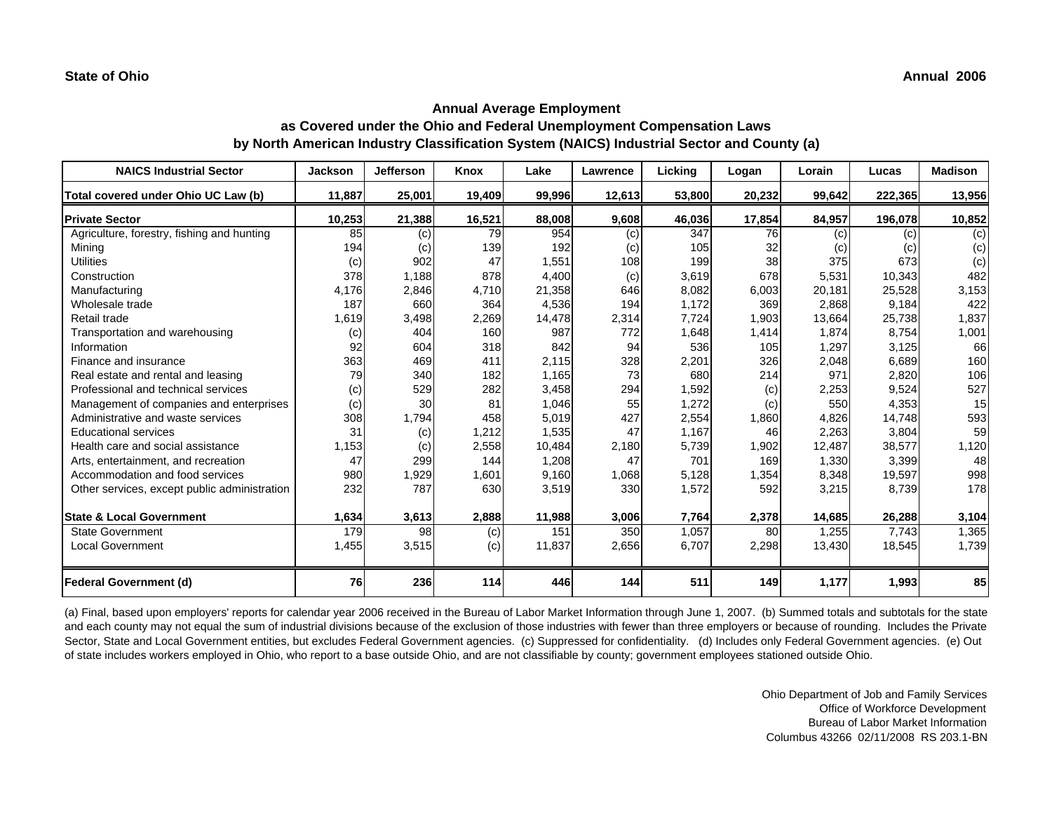State of Ohio

Annual 2006

## Annual Average Employment
## as Covered under the Ohio and Federal Unemployment Compensation Laws
## by North American Industry Classification System (NAICS) Industrial Sector and County (a)

| NAICS Industrial Sector | Jackson | Jefferson | Knox | Lake | Lawrence | Licking | Logan | Lorain | Lucas | Madison |
|---|---|---|---|---|---|---|---|---|---|---|
| **Total covered under Ohio UC Law (b)** | **11,887** | **25,001** | **19,409** | **99,996** | **12,613** | **53,800** | **20,232** | **99,642** | **222,365** | **13,956** |
| **Private Sector** | **10,253** | **21,388** | **16,521** | **88,008** | **9,608** | **46,036** | **17,854** | **84,957** | **196,078** | **10,852** |
| Agriculture, forestry, fishing and hunting | 85 | (c) | 79 | 954 | (c) | 347 | 76 | (c) | (c) | (c) |
| Mining | 194 | (c) | 139 | 192 | (c) | 105 | 32 | (c) | (c) | (c) |
| Utilities | (c) | 902 | 47 | 1,551 | 108 | 199 | 38 | 375 | 673 | (c) |
| Construction | 378 | 1,188 | 878 | 4,400 | (c) | 3,619 | 678 | 5,531 | 10,343 | 482 |
| Manufacturing | 4,176 | 2,846 | 4,710 | 21,358 | 646 | 8,082 | 6,003 | 20,181 | 25,528 | 3,153 |
| Wholesale trade | 187 | 660 | 364 | 4,536 | 194 | 1,172 | 369 | 2,868 | 9,184 | 422 |
| Retail trade | 1,619 | 3,498 | 2,269 | 14,478 | 2,314 | 7,724 | 1,903 | 13,664 | 25,738 | 1,837 |
| Transportation and warehousing | (c) | 404 | 160 | 987 | 772 | 1,648 | 1,414 | 1,874 | 8,754 | 1,001 |
| Information | 92 | 604 | 318 | 842 | 94 | 536 | 105 | 1,297 | 3,125 | 66 |
| Finance and insurance | 363 | 469 | 411 | 2,115 | 328 | 2,201 | 326 | 2,048 | 6,689 | 160 |
| Real estate and rental and leasing | 79 | 340 | 182 | 1,165 | 73 | 680 | 214 | 971 | 2,820 | 106 |
| Professional and technical services | (c) | 529 | 282 | 3,458 | 294 | 1,592 | (c) | 2,253 | 9,524 | 527 |
| Management of companies and enterprises | (c) | 30 | 81 | 1,046 | 55 | 1,272 | (c) | 550 | 4,353 | 15 |
| Administrative and waste services | 308 | 1,794 | 458 | 5,019 | 427 | 2,554 | 1,860 | 4,826 | 14,748 | 593 |
| Educational services | 31 | (c) | 1,212 | 1,535 | 47 | 1,167 | 46 | 2,263 | 3,804 | 59 |
| Health care and social assistance | 1,153 | (c) | 2,558 | 10,484 | 2,180 | 5,739 | 1,902 | 12,487 | 38,577 | 1,120 |
| Arts, entertainment, and recreation | 47 | 299 | 144 | 1,208 | 47 | 701 | 169 | 1,330 | 3,399 | 48 |
| Accommodation and food services | 980 | 1,929 | 1,601 | 9,160 | 1,068 | 5,128 | 1,354 | 8,348 | 19,597 | 998 |
| Other services, except public administration | 232 | 787 | 630 | 3,519 | 330 | 1,572 | 592 | 3,215 | 8,739 | 178 |
| **State & Local Government** | **1,634** | **3,613** | **2,888** | **11,988** | **3,006** | **7,764** | **2,378** | **14,685** | **26,288** | **3,104** |
| State Government | 179 | 98 | (c) | 151 | 350 | 1,057 | 80 | 1,255 | 7,743 | 1,365 |
| Local Government | 1,455 | 3,515 | (c) | 11,837 | 2,656 | 6,707 | 2,298 | 13,430 | 18,545 | 1,739 |
| **Federal Government (d)** | **76** | **236** | **114** | **446** | **144** | **511** | **149** | **1,177** | **1,993** | **85** |

(a) Final, based upon employers' reports for calendar year 2006 received in the Bureau of Labor Market Information through June 1, 2007. (b) Summed totals and subtotals for the state and each county may not equal the sum of industrial divisions because of the exclusion of those industries with fewer than three employers or because of rounding. Includes the Private Sector, State and Local Government entities, but excludes Federal Government agencies. (c) Suppressed for confidentiality. (d) Includes only Federal Government agencies. (e) Out of state includes workers employed in Ohio, who report to a base outside Ohio, and are not classifiable by county; government employees stationed outside Ohio.

Ohio Department of Job and Family Services
Office of Workforce Development
Bureau of Labor Market Information
Columbus 43266 02/11/2008 RS 203.1-BN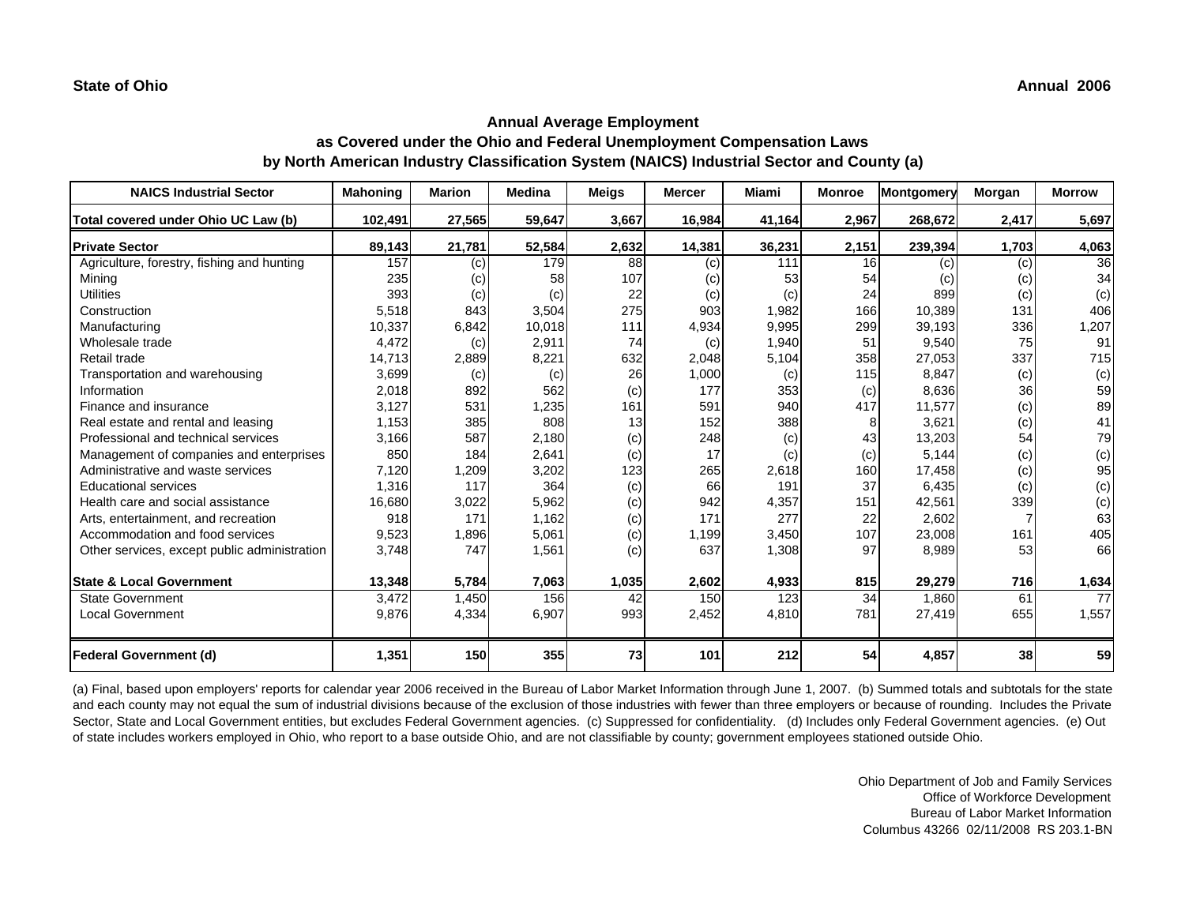State of Ohio

Annual 2006

## Annual Average Employment as Covered under the Ohio and Federal Unemployment Compensation Laws by North American Industry Classification System (NAICS) Industrial Sector and County (a)

| NAICS Industrial Sector | Mahoning | Marion | Medina | Meigs | Mercer | Miami | Monroe | Montgomery | Morgan | Morrow |
|---|---|---|---|---|---|---|---|---|---|---|
| **Total covered under Ohio UC Law (b)** | **102,491** | **27,565** | **59,647** | **3,667** | **16,984** | **41,164** | **2,967** | **268,672** | **2,417** | **5,697** |
| **Private Sector** | **89,143** | **21,781** | **52,584** | **2,632** | **14,381** | **36,231** | **2,151** | **239,394** | **1,703** | **4,063** |
| Agriculture, forestry, fishing and hunting | 157 | (c) | 179 | 88 | (c) | 111 | 16 | (c) | (c) | 36 |
| Mining | 235 | (c) | 58 | 107 | (c) | 53 | 54 | (c) | (c) | 34 |
| Utilities | 393 | (c) | (c) | 22 | (c) | (c) | 24 | 899 | (c) | (c) |
| Construction | 5,518 | 843 | 3,504 | 275 | 903 | 1,982 | 166 | 10,389 | 131 | 406 |
| Manufacturing | 10,337 | 6,842 | 10,018 | 111 | 4,934 | 9,995 | 299 | 39,193 | 336 | 1,207 |
| Wholesale trade | 4,472 | (c) | 2,911 | 74 | (c) | 1,940 | 51 | 9,540 | 75 | 91 |
| Retail trade | 14,713 | 2,889 | 8,221 | 632 | 2,048 | 5,104 | 358 | 27,053 | 337 | 715 |
| Transportation and warehousing | 3,699 | (c) | (c) | 26 | 1,000 | (c) | 115 | 8,847 | (c) | (c) |
| Information | 2,018 | 892 | 562 | (c) | 177 | 353 | (c) | 8,636 | 36 | 59 |
| Finance and insurance | 3,127 | 531 | 1,235 | 161 | 591 | 940 | 417 | 11,577 | (c) | 89 |
| Real estate and rental and leasing | 1,153 | 385 | 808 | 13 | 152 | 388 | 8 | 3,621 | (c) | 41 |
| Professional and technical services | 3,166 | 587 | 2,180 | (c) | 248 | (c) | 43 | 13,203 | 54 | 79 |
| Management of companies and enterprises | 850 | 184 | 2,641 | (c) | 17 | (c) | (c) | 5,144 | (c) | (c) |
| Administrative and waste services | 7,120 | 1,209 | 3,202 | 123 | 265 | 2,618 | 160 | 17,458 | (c) | 95 |
| Educational services | 1,316 | 117 | 364 | (c) | 66 | 191 | 37 | 6,435 | (c) | (c) |
| Health care and social assistance | 16,680 | 3,022 | 5,962 | (c) | 942 | 4,357 | 151 | 42,561 | 339 | (c) |
| Arts, entertainment, and recreation | 918 | 171 | 1,162 | (c) | 171 | 277 | 22 | 2,602 | 7 | 63 |
| Accommodation and food services | 9,523 | 1,896 | 5,061 | (c) | 1,199 | 3,450 | 107 | 23,008 | 161 | 405 |
| Other services, except public administration | 3,748 | 747 | 1,561 | (c) | 637 | 1,308 | 97 | 8,989 | 53 | 66 |
| **State & Local Government** | **13,348** | **5,784** | **7,063** | **1,035** | **2,602** | **4,933** | **815** | **29,279** | **716** | **1,634** |
| State Government | 3,472 | 1,450 | 156 | 42 | 150 | 123 | 34 | 1,860 | 61 | 77 |
| Local Government | 9,876 | 4,334 | 6,907 | 993 | 2,452 | 4,810 | 781 | 27,419 | 655 | 1,557 |
| **Federal Government (d)** | **1,351** | **150** | **355** | **73** | **101** | **212** | **54** | **4,857** | **38** | **59** |

(a) Final, based upon employers' reports for calendar year 2006 received in the Bureau of Labor Market Information through June 1, 2007. (b) Summed totals and subtotals for the state and each county may not equal the sum of industrial divisions because of the exclusion of those industries with fewer than three employers or because of rounding. Includes the Private Sector, State and Local Government entities, but excludes Federal Government agencies. (c) Suppressed for confidentiality. (d) Includes only Federal Government agencies. (e) Out of state includes workers employed in Ohio, who report to a base outside Ohio, and are not classifiable by county; government employees stationed outside Ohio.

Ohio Department of Job and Family Services
Office of Workforce Development
Bureau of Labor Market Information
Columbus 43266 02/11/2008 RS 203.1-BN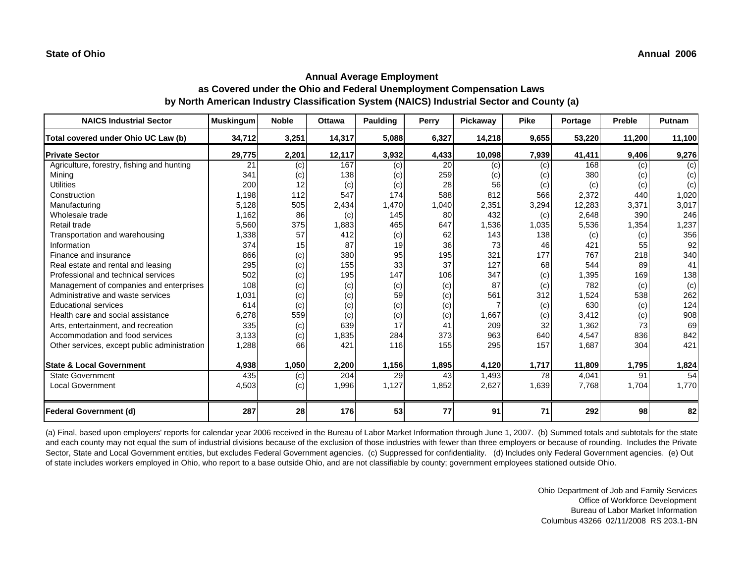State of Ohio | Annual 2006

# Annual Average Employment as Covered under the Ohio and Federal Unemployment Compensation Laws by North American Industry Classification System (NAICS) Industrial Sector and County (a)

| NAICS Industrial Sector | Muskingum | Noble | Ottawa | Paulding | Perry | Pickaway | Pike | Portage | Preble | Putnam |
|---|---|---|---|---|---|---|---|---|---|---|
| **Total covered under Ohio UC Law (b)** | **34,712** | **3,251** | **14,317** | **5,088** | **6,327** | **14,218** | **9,655** | **53,220** | **11,200** | **11,100** |
| **Private Sector** | **29,775** | **2,201** | **12,117** | **3,932** | **4,433** | **10,098** | **7,939** | **41,411** | **9,406** | **9,276** |
| Agriculture, forestry, fishing and hunting | 21 | (c) | 167 | (c) | 20 | (c) | (c) | 168 | (c) | (c) |
| Mining | 341 | (c) | 138 | (c) | 259 | (c) | (c) | 380 | (c) | (c) |
| Utilities | 200 | 12 | (c) | (c) | 28 | 56 | (c) | (c) | (c) | (c) |
| Construction | 1,198 | 112 | 547 | 174 | 588 | 812 | 566 | 2,372 | 440 | 1,020 |
| Manufacturing | 5,128 | 505 | 2,434 | 1,470 | 1,040 | 2,351 | 3,294 | 12,283 | 3,371 | 3,017 |
| Wholesale trade | 1,162 | 86 | (c) | 145 | 80 | 432 | (c) | 2,648 | 390 | 246 |
| Retail trade | 5,560 | 375 | 1,883 | 465 | 647 | 1,536 | 1,035 | 5,536 | 1,354 | 1,237 |
| Transportation and warehousing | 1,338 | 57 | 412 | (c) | 62 | 143 | 138 | (c) | (c) | 356 |
| Information | 374 | 15 | 87 | 19 | 36 | 73 | 46 | 421 | 55 | 92 |
| Finance and insurance | 866 | (c) | 380 | 95 | 195 | 321 | 177 | 767 | 218 | 340 |
| Real estate and rental and leasing | 295 | (c) | 155 | 33 | 37 | 127 | 68 | 544 | 89 | 41 |
| Professional and technical services | 502 | (c) | 195 | 147 | 106 | 347 | (c) | 1,395 | 169 | 138 |
| Management of companies and enterprises | 108 | (c) | (c) | (c) | (c) | 87 | (c) | 782 | (c) | (c) |
| Administrative and waste services | 1,031 | (c) | (c) | 59 | (c) | 561 | 312 | 1,524 | 538 | 262 |
| Educational services | 614 | (c) | (c) | (c) | (c) | 7 | (c) | 630 | (c) | 124 |
| Health care and social assistance | 6,278 | 559 | (c) | (c) | (c) | 1,667 | (c) | 3,412 | (c) | 908 |
| Arts, entertainment, and recreation | 335 | (c) | 639 | 17 | 41 | 209 | 32 | 1,362 | 73 | 69 |
| Accommodation and food services | 3,133 | (c) | 1,835 | 284 | 373 | 963 | 640 | 4,547 | 836 | 842 |
| Other services, except public administration | 1,288 | 66 | 421 | 116 | 155 | 295 | 157 | 1,687 | 304 | 421 |
| **State & Local Government** | **4,938** | **1,050** | **2,200** | **1,156** | **1,895** | **4,120** | **1,717** | **11,809** | **1,795** | **1,824** |
| State Government | 435 | (c) | 204 | 29 | 43 | 1,493 | 78 | 4,041 | 91 | 54 |
| Local Government | 4,503 | (c) | 1,996 | 1,127 | 1,852 | 2,627 | 1,639 | 7,768 | 1,704 | 1,770 |
| **Federal Government (d)** | **287** | **28** | **176** | **53** | **77** | **91** | **71** | **292** | **98** | **82** |

(a) Final, based upon employers' reports for calendar year 2006 received in the Bureau of Labor Market Information through June 1, 2007. (b) Summed totals and subtotals for the state and each county may not equal the sum of industrial divisions because of the exclusion of those industries with fewer than three employers or because of rounding. Includes the Private Sector, State and Local Government entities, but excludes Federal Government agencies. (c) Suppressed for confidentiality. (d) Includes only Federal Government agencies. (e) Out of state includes workers employed in Ohio, who report to a base outside Ohio, and are not classifiable by county; government employees stationed outside Ohio.

Ohio Department of Job and Family Services
Office of Workforce Development
Bureau of Labor Market Information
Columbus 43266 02/11/2008 RS 203.1-BN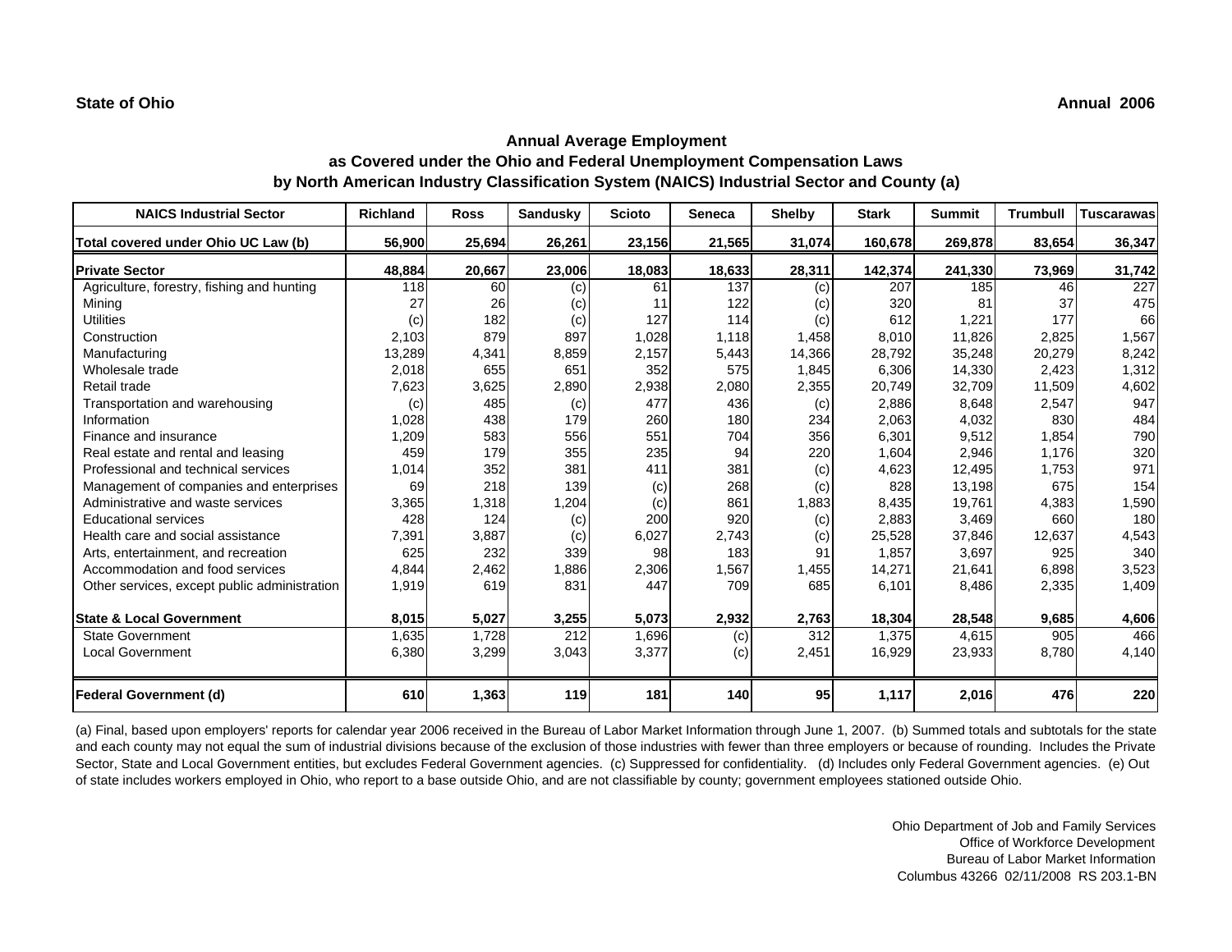State of Ohio

Annual 2006

## Annual Average Employment
## as Covered under the Ohio and Federal Unemployment Compensation Laws
## by North American Industry Classification System (NAICS) Industrial Sector and County (a)

| NAICS Industrial Sector | Richland | Ross | Sandusky | Scioto | Seneca | Shelby | Stark | Summit | Trumbull | Tuscarawas |
|---|---|---|---|---|---|---|---|---|---|---|
| **Total covered under Ohio UC Law (b)** | **56,900** | **25,694** | **26,261** | **23,156** | **21,565** | **31,074** | **160,678** | **269,878** | **83,654** | **36,347** |
| **Private Sector** | **48,884** | **20,667** | **23,006** | **18,083** | **18,633** | **28,311** | **142,374** | **241,330** | **73,969** | **31,742** |
| Agriculture, forestry, fishing and hunting | 118 | 60 | (c) | 61 | 137 | (c) | 207 | 185 | 46 | 227 |
| Mining | 27 | 26 | (c) | 11 | 122 | (c) | 320 | 81 | 37 | 475 |
| Utilities | (c) | 182 | (c) | 127 | 114 | (c) | 612 | 1,221 | 177 | 66 |
| Construction | 2,103 | 879 | 897 | 1,028 | 1,118 | 1,458 | 8,010 | 11,826 | 2,825 | 1,567 |
| Manufacturing | 13,289 | 4,341 | 8,859 | 2,157 | 5,443 | 14,366 | 28,792 | 35,248 | 20,279 | 8,242 |
| Wholesale trade | 2,018 | 655 | 651 | 352 | 575 | 1,845 | 6,306 | 14,330 | 2,423 | 1,312 |
| Retail trade | 7,623 | 3,625 | 2,890 | 2,938 | 2,080 | 2,355 | 20,749 | 32,709 | 11,509 | 4,602 |
| Transportation and warehousing | (c) | 485 | (c) | 477 | 436 | (c) | 2,886 | 8,648 | 2,547 | 947 |
| Information | 1,028 | 438 | 179 | 260 | 180 | 234 | 2,063 | 4,032 | 830 | 484 |
| Finance and insurance | 1,209 | 583 | 556 | 551 | 704 | 356 | 6,301 | 9,512 | 1,854 | 790 |
| Real estate and rental and leasing | 459 | 179 | 355 | 235 | 94 | 220 | 1,604 | 2,946 | 1,176 | 320 |
| Professional and technical services | 1,014 | 352 | 381 | 411 | 381 | (c) | 4,623 | 12,495 | 1,753 | 971 |
| Management of companies and enterprises | 69 | 218 | 139 | (c) | 268 | (c) | 828 | 13,198 | 675 | 154 |
| Administrative and waste services | 3,365 | 1,318 | 1,204 | (c) | 861 | 1,883 | 8,435 | 19,761 | 4,383 | 1,590 |
| Educational services | 428 | 124 | (c) | 200 | 920 | (c) | 2,883 | 3,469 | 660 | 180 |
| Health care and social assistance | 7,391 | 3,887 | (c) | 6,027 | 2,743 | (c) | 25,528 | 37,846 | 12,637 | 4,543 |
| Arts, entertainment, and recreation | 625 | 232 | 339 | 98 | 183 | 91 | 1,857 | 3,697 | 925 | 340 |
| Accommodation and food services | 4,844 | 2,462 | 1,886 | 2,306 | 1,567 | 1,455 | 14,271 | 21,641 | 6,898 | 3,523 |
| Other services, except public administration | 1,919 | 619 | 831 | 447 | 709 | 685 | 6,101 | 8,486 | 2,335 | 1,409 |
| **State & Local Government** | **8,015** | **5,027** | **3,255** | **5,073** | **2,932** | **2,763** | **18,304** | **28,548** | **9,685** | **4,606** |
| State Government | 1,635 | 1,728 | 212 | 1,696 | (c) | 312 | 1,375 | 4,615 | 905 | 466 |
| Local Government | 6,380 | 3,299 | 3,043 | 3,377 | (c) | 2,451 | 16,929 | 23,933 | 8,780 | 4,140 |
| **Federal Government (d)** | **610** | **1,363** | **119** | **181** | **140** | **95** | **1,117** | **2,016** | **476** | **220** |

(a) Final, based upon employers' reports for calendar year 2006 received in the Bureau of Labor Market Information through June 1, 2007. (b) Summed totals and subtotals for the state and each county may not equal the sum of industrial divisions because of the exclusion of those industries with fewer than three employers or because of rounding. Includes the Private Sector, State and Local Government entities, but excludes Federal Government agencies. (c) Suppressed for confidentiality. (d) Includes only Federal Government agencies. (e) Out of state includes workers employed in Ohio, who report to a base outside Ohio, and are not classifiable by county; government employees stationed outside Ohio.

Ohio Department of Job and Family Services
Office of Workforce Development
Bureau of Labor Market Information
Columbus 43266 02/11/2008 RS 203.1-BN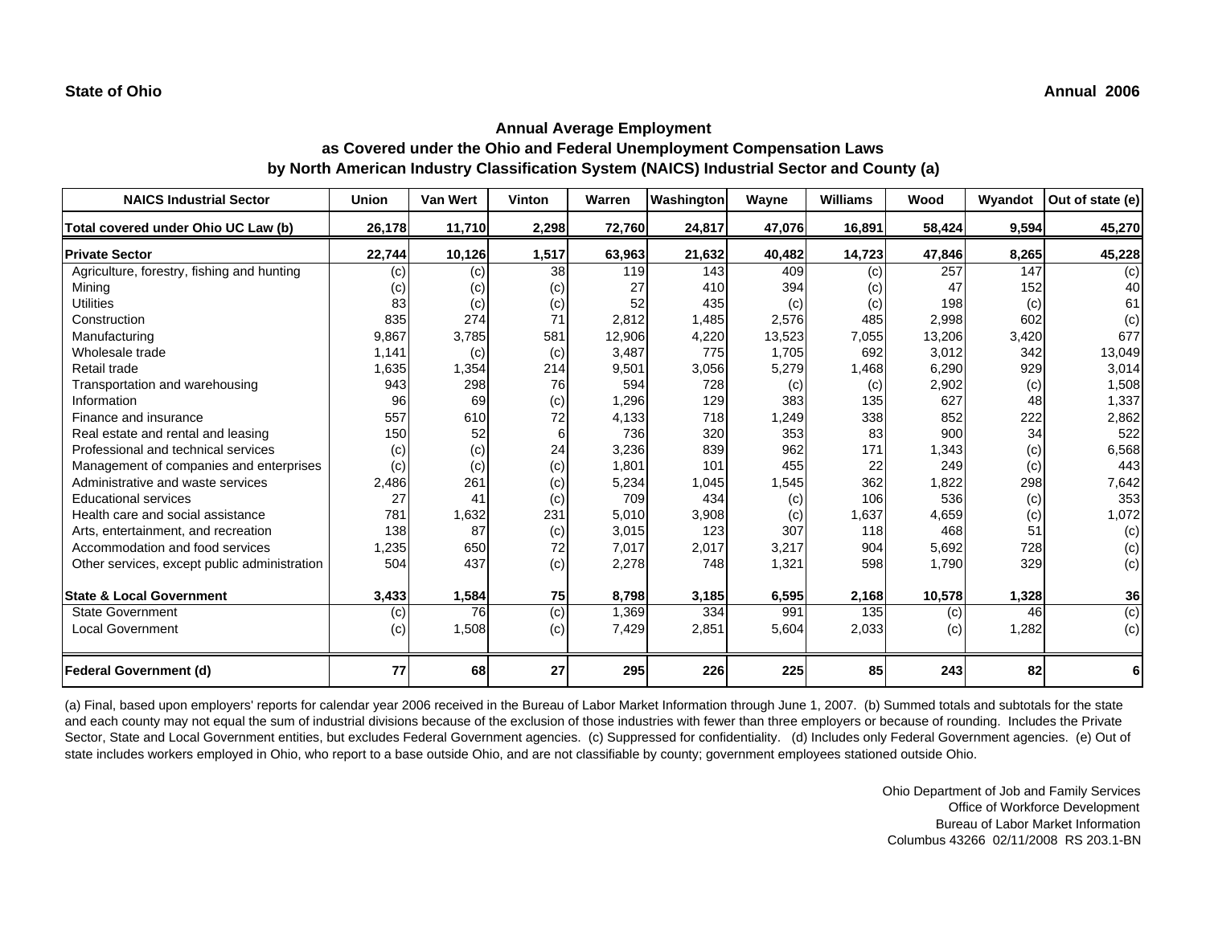**State of Ohio** **Annual 2006**

## Annual Average Employment
## as Covered under the Ohio and Federal Unemployment Compensation Laws
## by North American Industry Classification System (NAICS) Industrial Sector and County (a)

| NAICS Industrial Sector | Union | Van Wert | Vinton | Warren | Washington | Wayne | Williams | Wood | Wyandot | Out of state (e) |
|---|---|---|---|---|---|---|---|---|---|---|
| **Total covered under Ohio UC Law (b)** | **26,178** | **11,710** | **2,298** | **72,760** | **24,817** | **47,076** | **16,891** | **58,424** | **9,594** | **45,270** |
| **Private Sector** | **22,744** | **10,126** | **1,517** | **63,963** | **21,632** | **40,482** | **14,723** | **47,846** | **8,265** | **45,228** |
| Agriculture, forestry, fishing and hunting | (c) | (c) | 38 | 119 | 143 | 409 | (c) | 257 | 147 | (c) |
| Mining | (c) | (c) | (c) | 27 | 410 | 394 | (c) | 47 | 152 | 40 |
| Utilities | 83 | (c) | (c) | 52 | 435 | (c) | (c) | 198 | (c) | 61 |
| Construction | 835 | 274 | 71 | 2,812 | 1,485 | 2,576 | 485 | 2,998 | 602 | (c) |
| Manufacturing | 9,867 | 3,785 | 581 | 12,906 | 4,220 | 13,523 | 7,055 | 13,206 | 3,420 | 677 |
| Wholesale trade | 1,141 | (c) | (c) | 3,487 | 775 | 1,705 | 692 | 3,012 | 342 | 13,049 |
| Retail trade | 1,635 | 1,354 | 214 | 9,501 | 3,056 | 5,279 | 1,468 | 6,290 | 929 | 3,014 |
| Transportation and warehousing | 943 | 298 | 76 | 594 | 728 | (c) | (c) | 2,902 | (c) | 1,508 |
| Information | 96 | 69 | (c) | 1,296 | 129 | 383 | 135 | 627 | 48 | 1,337 |
| Finance and insurance | 557 | 610 | 72 | 4,133 | 718 | 1,249 | 338 | 852 | 222 | 2,862 |
| Real estate and rental and leasing | 150 | 52 | 6 | 736 | 320 | 353 | 83 | 900 | 34 | 522 |
| Professional and technical services | (c) | (c) | 24 | 3,236 | 839 | 962 | 171 | 1,343 | (c) | 6,568 |
| Management of companies and enterprises | (c) | (c) | (c) | 1,801 | 101 | 455 | 22 | 249 | (c) | 443 |
| Administrative and waste services | 2,486 | 261 | (c) | 5,234 | 1,045 | 1,545 | 362 | 1,822 | 298 | 7,642 |
| Educational services | 27 | 41 | (c) | 709 | 434 | (c) | 106 | 536 | (c) | 353 |
| Health care and social assistance | 781 | 1,632 | 231 | 5,010 | 3,908 | (c) | 1,637 | 4,659 | (c) | 1,072 |
| Arts, entertainment, and recreation | 138 | 87 | (c) | 3,015 | 123 | 307 | 118 | 468 | 51 | (c) |
| Accommodation and food services | 1,235 | 650 | 72 | 7,017 | 2,017 | 3,217 | 904 | 5,692 | 728 | (c) |
| Other services, except public administration | 504 | 437 | (c) | 2,278 | 748 | 1,321 | 598 | 1,790 | 329 | (c) |
| **State & Local Government** | **3,433** | **1,584** | **75** | **8,798** | **3,185** | **6,595** | **2,168** | **10,578** | **1,328** | **36** |
| State Government | (c) | 76 | (c) | 1,369 | 334 | 991 | 135 | (c) | 46 | (c) |
| Local Government | (c) | 1,508 | (c) | 7,429 | 2,851 | 5,604 | 2,033 | (c) | 1,282 | (c) |
| **Federal Government (d)** | **77** | **68** | **27** | **295** | **226** | **225** | **85** | **243** | **82** | **6** |

(a) Final, based upon employers' reports for calendar year 2006 received in the Bureau of Labor Market Information through June 1, 2007. (b) Summed totals and subtotals for the state and each county may not equal the sum of industrial divisions because of the exclusion of those industries with fewer than three employers or because of rounding. Includes the Private Sector, State and Local Government entities, but excludes Federal Government agencies. (c) Suppressed for confidentiality. (d) Includes only Federal Government agencies. (e) Out of state includes workers employed in Ohio, who report to a base outside Ohio, and are not classifiable by county; government employees stationed outside Ohio.

Ohio Department of Job and Family Services
Office of Workforce Development
Bureau of Labor Market Information
Columbus 43266 02/11/2008 RS 203.1-BN